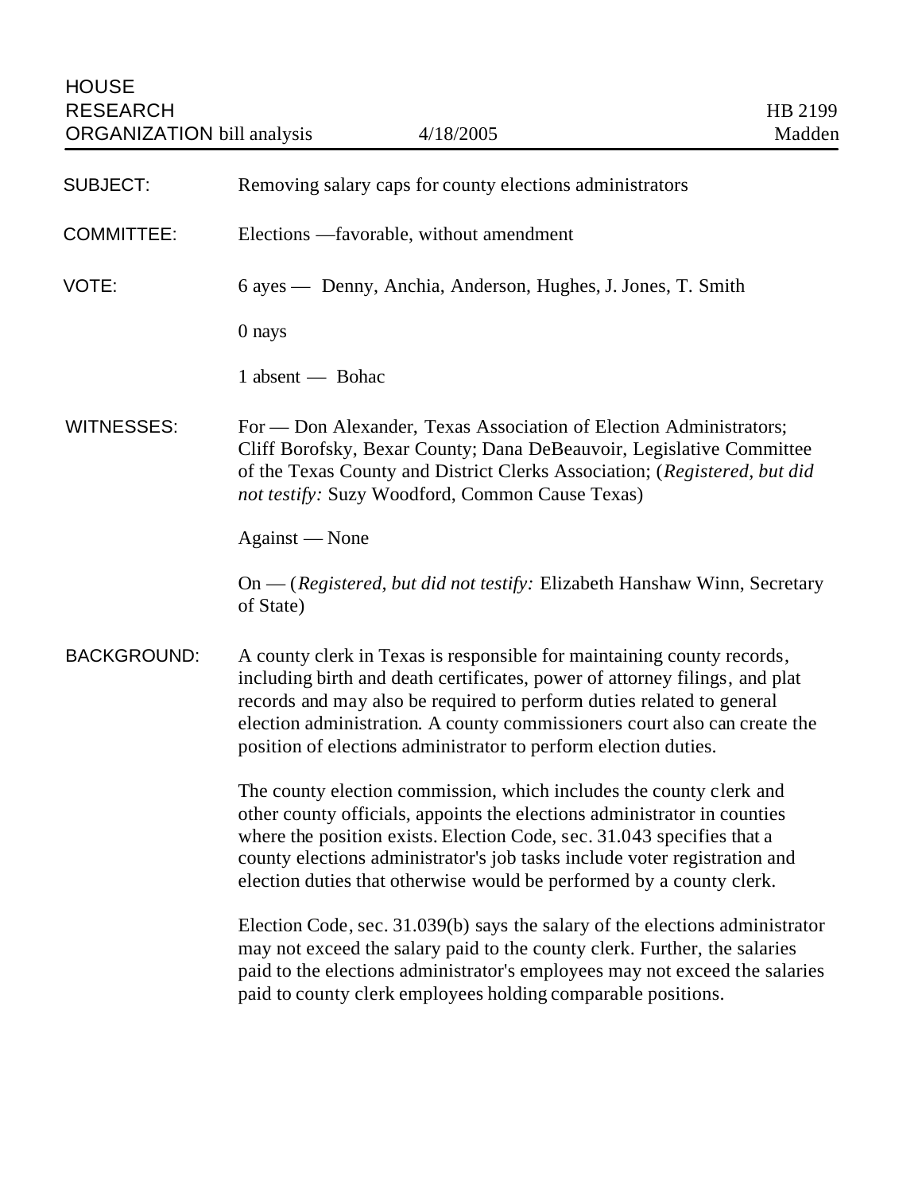HOUSE RESEARCH ORGANIZATION bill analysis

4/18/2005

HB 2199
Madden

**SUBJECT:** Removing salary caps for county elections administrators

**COMMITTEE:** Elections —favorable, without amendment

**VOTE:** 6 ayes — Denny, Anchia, Anderson, Hughes, J. Jones, T. Smith

0 nays

1 absent — Bohac

**WITNESSES:** For — Don Alexander, Texas Association of Election Administrators; Cliff Borofsky, Bexar County; Dana DeBeauvoir, Legislative Committee of the Texas County and District Clerks Association; (*Registered, but did not testify:* Suzy Woodford, Common Cause Texas)

Against — None

On — (*Registered, but did not testify:* Elizabeth Hanshaw Winn, Secretary of State)

**BACKGROUND:** A county clerk in Texas is responsible for maintaining county records, including birth and death certificates, power of attorney filings, and plat records and may also be required to perform duties related to general election administration. A county commissioners court also can create the position of elections administrator to perform election duties.

The county election commission, which includes the county clerk and other county officials, appoints the elections administrator in counties where the position exists. Election Code, sec. 31.043 specifies that a county elections administrator's job tasks include voter registration and election duties that otherwise would be performed by a county clerk.

Election Code, sec. 31.039(b) says the salary of the elections administrator may not exceed the salary paid to the county clerk. Further, the salaries paid to the elections administrator's employees may not exceed the salaries paid to county clerk employees holding comparable positions.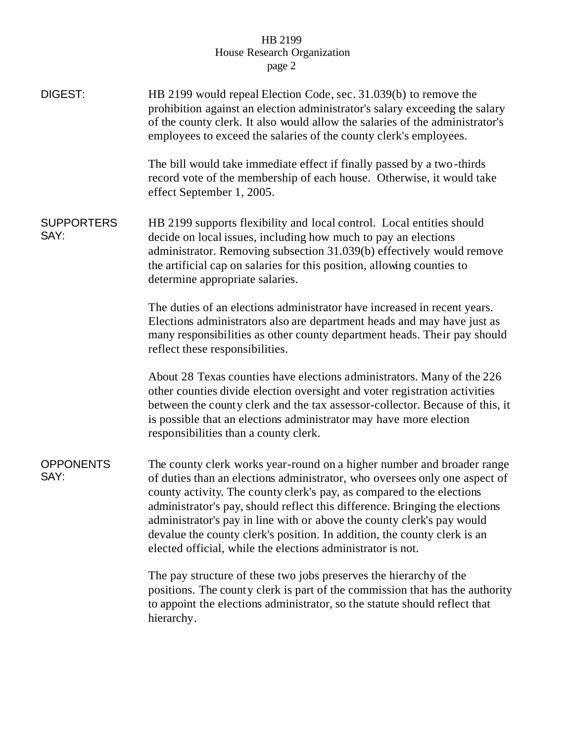**DIGEST:**

HB 2199 would repeal Election Code, sec. 31.039(b) to remove the prohibition against an election administrator's salary exceeding the salary of the county clerk. It also would allow the salaries of the administrator's employees to exceed the salaries of the county clerk's employees.

The bill would take immediate effect if finally passed by a two-thirds record vote of the membership of each house. Otherwise, it would take effect September 1, 2005.

**SUPPORTERS SAY:**

HB 2199 supports flexibility and local control. Local entities should decide on local issues, including how much to pay an elections administrator. Removing subsection 31.039(b) effectively would remove the artificial cap on salaries for this position, allowing counties to determine appropriate salaries.

The duties of an elections administrator have increased in recent years. Elections administrators also are department heads and may have just as many responsibilities as other county department heads. Their pay should reflect these responsibilities.

About 28 Texas counties have elections administrators. Many of the 226 other counties divide election oversight and voter registration activities between the county clerk and the tax assessor-collector. Because of this, it is possible that an elections administrator may have more election responsibilities than a county clerk.

**OPPONENTS SAY:**

The county clerk works year-round on a higher number and broader range of duties than an elections administrator, who oversees only one aspect of county activity. The county clerk's pay, as compared to the elections administrator's pay, should reflect this difference. Bringing the elections administrator's pay in line with or above the county clerk's pay would devalue the county clerk's position. In addition, the county clerk is an elected official, while the elections administrator is not.

The pay structure of these two jobs preserves the hierarchy of the positions. The county clerk is part of the commission that has the authority to appoint the elections administrator, so the statute should reflect that hierarchy.